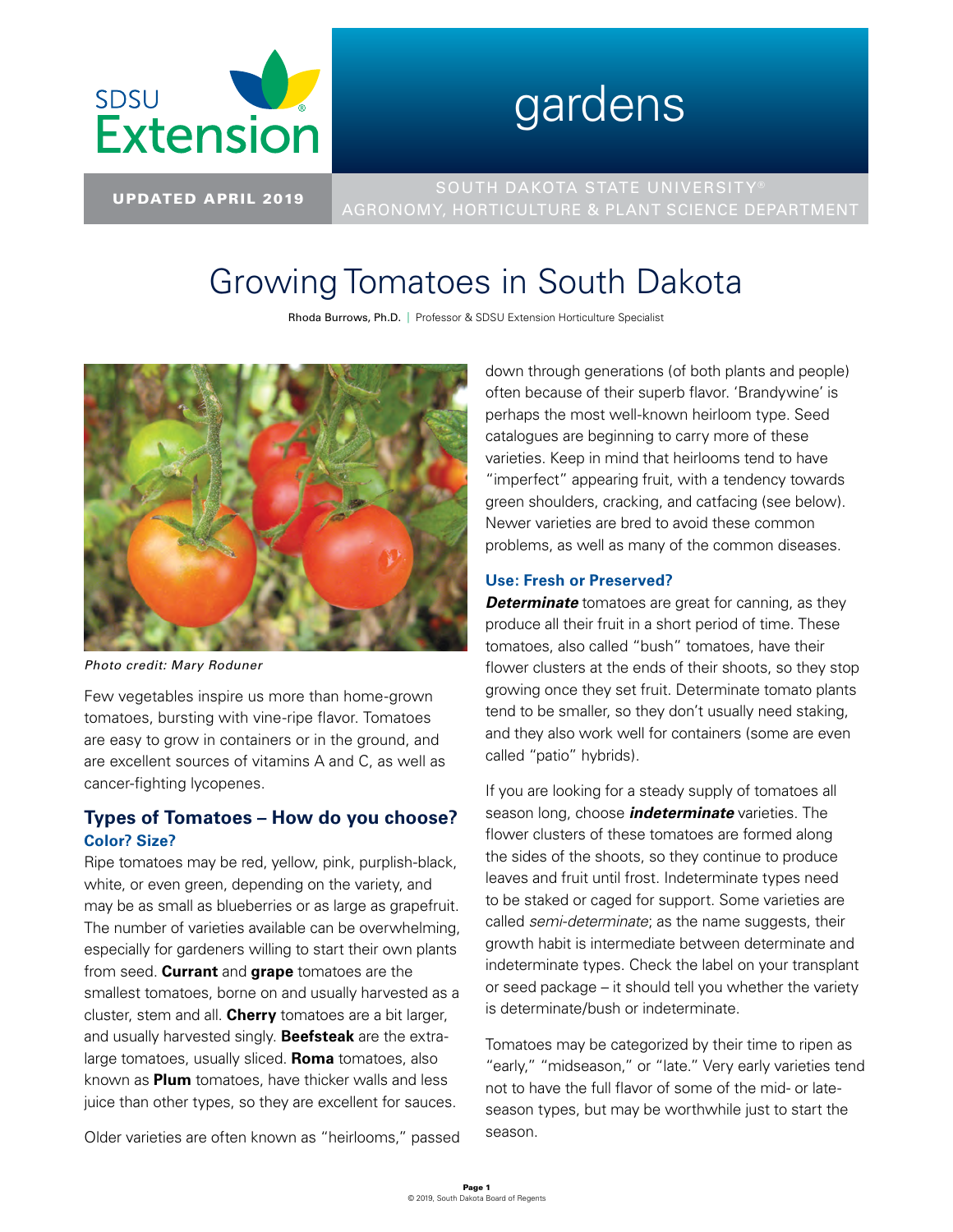SDSU Extension

# gardens

UPDATED APRIL 2019

SOUTH DAKOTA STATE UNIVERSITY®
AGRONOMY, HORTICULTURE & PLANT SCIENCE DEPARTMENT

# Growing Tomatoes in South Dakota

Rhoda Burrows, Ph.D. | Professor & SDSU Extension Horticulture Specialist

*Photo credit: Mary Roduner*

Few vegetables inspire us more than home-grown tomatoes, bursting with vine-ripe flavor. Tomatoes are easy to grow in containers or in the ground, and are excellent sources of vitamins A and C, as well as cancer-fighting lycopenes.

## Types of Tomatoes – How do you choose?

### Color? Size?

Ripe tomatoes may be red, yellow, pink, purplish-black, white, or even green, depending on the variety, and may be as small as blueberries or as large as grapefruit. The number of varieties available can be overwhelming, especially for gardeners willing to start their own plants from seed. **Currant** and **grape** tomatoes are the smallest tomatoes, borne on and usually harvested as a cluster, stem and all. **Cherry** tomatoes are a bit larger, and usually harvested singly. **Beefsteak** are the extra-large tomatoes, usually sliced. **Roma** tomatoes, also known as **Plum** tomatoes, have thicker walls and less juice than other types, so they are excellent for sauces.

Older varieties are often known as "heirlooms," passed down through generations (of both plants and people) often because of their superb flavor. 'Brandywine' is perhaps the most well-known heirloom type. Seed catalogues are beginning to carry more of these varieties. Keep in mind that heirlooms tend to have "imperfect" appearing fruit, with a tendency towards green shoulders, cracking, and catfacing (see below). Newer varieties are bred to avoid these common problems, as well as many of the common diseases.

### Use: Fresh or Preserved?

***Determinate*** tomatoes are great for canning, as they produce all their fruit in a short period of time. These tomatoes, also called "bush" tomatoes, have their flower clusters at the ends of their shoots, so they stop growing once they set fruit. Determinate tomato plants tend to be smaller, so they don't usually need staking, and they also work well for containers (some are even called "patio" hybrids).

If you are looking for a steady supply of tomatoes all season long, choose ***indeterminate*** varieties. The flower clusters of these tomatoes are formed along the sides of the shoots, so they continue to produce leaves and fruit until frost. Indeterminate types need to be staked or caged for support. Some varieties are called *semi-determinate*; as the name suggests, their growth habit is intermediate between determinate and indeterminate types. Check the label on your transplant or seed package – it should tell you whether the variety is determinate/bush or indeterminate.

Tomatoes may be categorized by their time to ripen as "early," "midseason," or "late." Very early varieties tend not to have the full flavor of some of the mid- or late-season types, but may be worthwhile just to start the season.

© 2019, South Dakota Board of Regents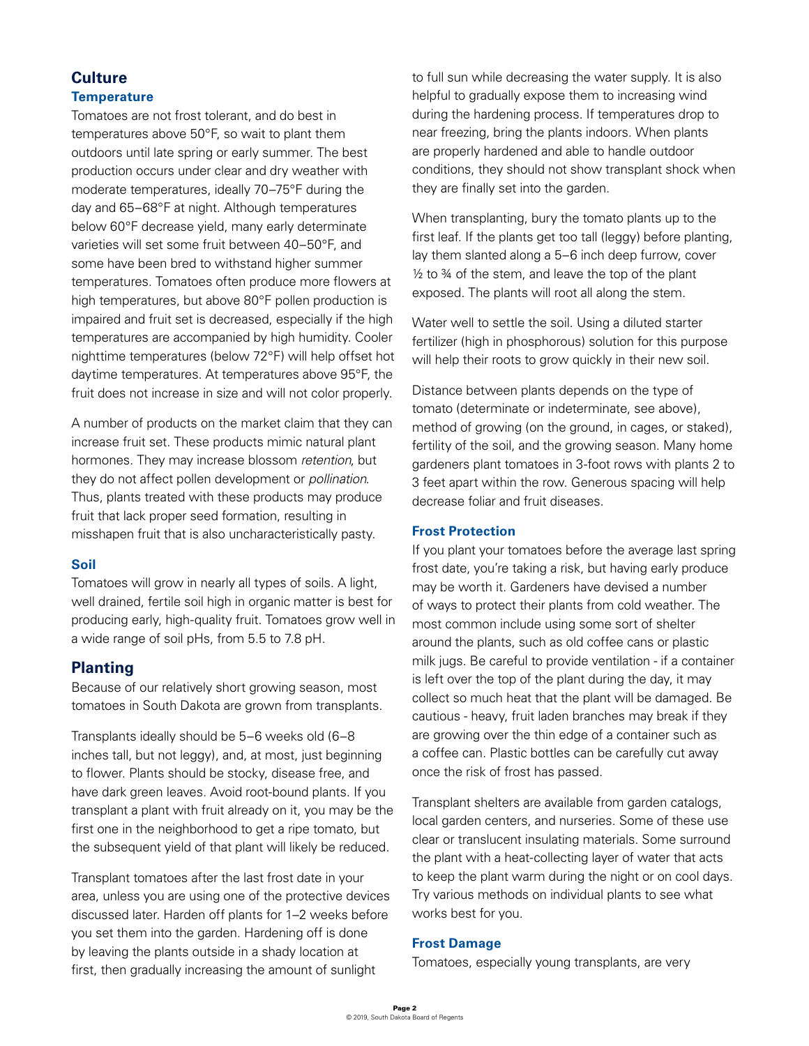## Culture

### Temperature

Tomatoes are not frost tolerant, and do best in temperatures above 50°F, so wait to plant them outdoors until late spring or early summer. The best production occurs under clear and dry weather with moderate temperatures, ideally 70–75°F during the day and 65–68°F at night. Although temperatures below 60°F decrease yield, many early determinate varieties will set some fruit between 40–50°F, and some have been bred to withstand higher summer temperatures. Tomatoes often produce more flowers at high temperatures, but above 80°F pollen production is impaired and fruit set is decreased, especially if the high temperatures are accompanied by high humidity. Cooler nighttime temperatures (below 72°F) will help offset hot daytime temperatures. At temperatures above 95°F, the fruit does not increase in size and will not color properly.

A number of products on the market claim that they can increase fruit set. These products mimic natural plant hormones. They may increase blossom *retention*, but they do not affect pollen development or *pollination*. Thus, plants treated with these products may produce fruit that lack proper seed formation, resulting in misshapen fruit that is also uncharacteristically pasty.

### Soil

Tomatoes will grow in nearly all types of soils. A light, well drained, fertile soil high in organic matter is best for producing early, high-quality fruit. Tomatoes grow well in a wide range of soil pHs, from 5.5 to 7.8 pH.

## Planting

Because of our relatively short growing season, most tomatoes in South Dakota are grown from transplants.

Transplants ideally should be 5–6 weeks old (6–8 inches tall, but not leggy), and, at most, just beginning to flower. Plants should be stocky, disease free, and have dark green leaves. Avoid root-bound plants. If you transplant a plant with fruit already on it, you may be the first one in the neighborhood to get a ripe tomato, but the subsequent yield of that plant will likely be reduced.

Transplant tomatoes after the last frost date in your area, unless you are using one of the protective devices discussed later. Harden off plants for 1–2 weeks before you set them into the garden. Hardening off is done by leaving the plants outside in a shady location at first, then gradually increasing the amount of sunlight to full sun while decreasing the water supply. It is also helpful to gradually expose them to increasing wind during the hardening process. If temperatures drop to near freezing, bring the plants indoors. When plants are properly hardened and able to handle outdoor conditions, they should not show transplant shock when they are finally set into the garden.

When transplanting, bury the tomato plants up to the first leaf. If the plants get too tall (leggy) before planting, lay them slanted along a 5–6 inch deep furrow, cover ½ to ¾ of the stem, and leave the top of the plant exposed. The plants will root all along the stem.

Water well to settle the soil. Using a diluted starter fertilizer (high in phosphorous) solution for this purpose will help their roots to grow quickly in their new soil.

Distance between plants depends on the type of tomato (determinate or indeterminate, see above), method of growing (on the ground, in cages, or staked), fertility of the soil, and the growing season. Many home gardeners plant tomatoes in 3-foot rows with plants 2 to 3 feet apart within the row. Generous spacing will help decrease foliar and fruit diseases.

### Frost Protection

If you plant your tomatoes before the average last spring frost date, you're taking a risk, but having early produce may be worth it. Gardeners have devised a number of ways to protect their plants from cold weather. The most common include using some sort of shelter around the plants, such as old coffee cans or plastic milk jugs. Be careful to provide ventilation - if a container is left over the top of the plant during the day, it may collect so much heat that the plant will be damaged. Be cautious - heavy, fruit laden branches may break if they are growing over the thin edge of a container such as a coffee can. Plastic bottles can be carefully cut away once the risk of frost has passed.

Transplant shelters are available from garden catalogs, local garden centers, and nurseries. Some of these use clear or translucent insulating materials. Some surround the plant with a heat-collecting layer of water that acts to keep the plant warm during the night or on cool days. Try various methods on individual plants to see what works best for you.

### Frost Damage

Tomatoes, especially young transplants, are very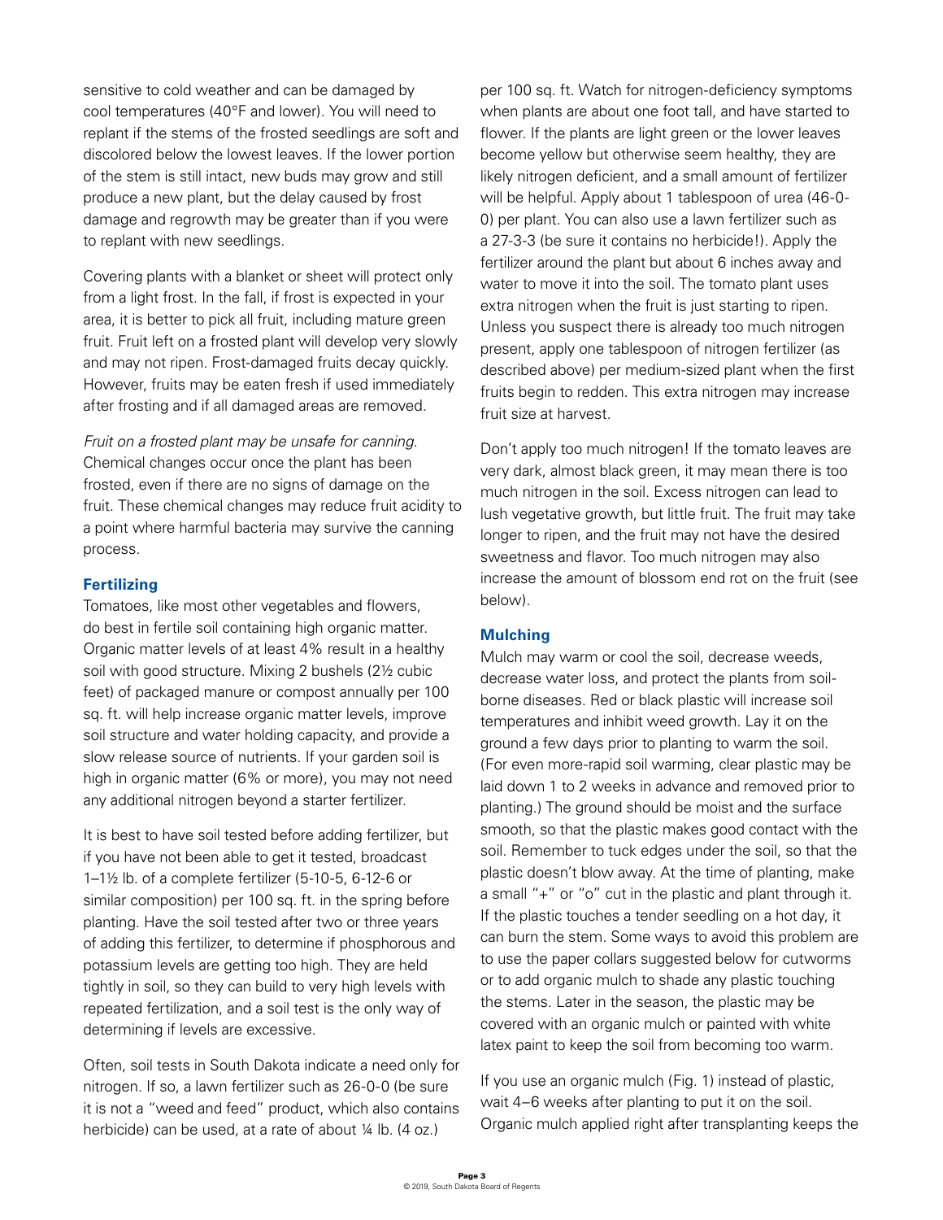sensitive to cold weather and can be damaged by cool temperatures (40°F and lower). You will need to replant if the stems of the frosted seedlings are soft and discolored below the lowest leaves. If the lower portion of the stem is still intact, new buds may grow and still produce a new plant, but the delay caused by frost damage and regrowth may be greater than if you were to replant with new seedlings.

Covering plants with a blanket or sheet will protect only from a light frost. In the fall, if frost is expected in your area, it is better to pick all fruit, including mature green fruit. Fruit left on a frosted plant will develop very slowly and may not ripen. Frost-damaged fruits decay quickly. However, fruits may be eaten fresh if used immediately after frosting and if all damaged areas are removed.

*Fruit on a frosted plant may be unsafe for canning.* Chemical changes occur once the plant has been frosted, even if there are no signs of damage on the fruit. These chemical changes may reduce fruit acidity to a point where harmful bacteria may survive the canning process.

### Fertilizing

Tomatoes, like most other vegetables and flowers, do best in fertile soil containing high organic matter. Organic matter levels of at least 4% result in a healthy soil with good structure. Mixing 2 bushels (2½ cubic feet) of packaged manure or compost annually per 100 sq. ft. will help increase organic matter levels, improve soil structure and water holding capacity, and provide a slow release source of nutrients. If your garden soil is high in organic matter (6% or more), you may not need any additional nitrogen beyond a starter fertilizer.

It is best to have soil tested before adding fertilizer, but if you have not been able to get it tested, broadcast 1–1½ lb. of a complete fertilizer (5-10-5, 6-12-6 or similar composition) per 100 sq. ft. in the spring before planting. Have the soil tested after two or three years of adding this fertilizer, to determine if phosphorous and potassium levels are getting too high. They are held tightly in soil, so they can build to very high levels with repeated fertilization, and a soil test is the only way of determining if levels are excessive.

Often, soil tests in South Dakota indicate a need only for nitrogen. If so, a lawn fertilizer such as 26-0-0 (be sure it is not a "weed and feed" product, which also contains herbicide) can be used, at a rate of about ¼ lb. (4 oz.) per 100 sq. ft. Watch for nitrogen-deficiency symptoms when plants are about one foot tall, and have started to flower. If the plants are light green or the lower leaves become yellow but otherwise seem healthy, they are likely nitrogen deficient, and a small amount of fertilizer will be helpful. Apply about 1 tablespoon of urea (46-0-0) per plant. You can also use a lawn fertilizer such as a 27-3-3 (be sure it contains no herbicide!). Apply the fertilizer around the plant but about 6 inches away and water to move it into the soil. The tomato plant uses extra nitrogen when the fruit is just starting to ripen. Unless you suspect there is already too much nitrogen present, apply one tablespoon of nitrogen fertilizer (as described above) per medium-sized plant when the first fruits begin to redden. This extra nitrogen may increase fruit size at harvest.

Don't apply too much nitrogen! If the tomato leaves are very dark, almost black green, it may mean there is too much nitrogen in the soil. Excess nitrogen can lead to lush vegetative growth, but little fruit. The fruit may take longer to ripen, and the fruit may not have the desired sweetness and flavor. Too much nitrogen may also increase the amount of blossom end rot on the fruit (see below).

### Mulching

Mulch may warm or cool the soil, decrease weeds, decrease water loss, and protect the plants from soil-borne diseases. Red or black plastic will increase soil temperatures and inhibit weed growth. Lay it on the ground a few days prior to planting to warm the soil. (For even more-rapid soil warming, clear plastic may be laid down 1 to 2 weeks in advance and removed prior to planting.) The ground should be moist and the surface smooth, so that the plastic makes good contact with the soil. Remember to tuck edges under the soil, so that the plastic doesn't blow away. At the time of planting, make a small "+" or "o" cut in the plastic and plant through it. If the plastic touches a tender seedling on a hot day, it can burn the stem. Some ways to avoid this problem are to use the paper collars suggested below for cutworms or to add organic mulch to shade any plastic touching the stems. Later in the season, the plastic may be covered with an organic mulch or painted with white latex paint to keep the soil from becoming too warm.

If you use an organic mulch (Fig. 1) instead of plastic, wait 4–6 weeks after planting to put it on the soil. Organic mulch applied right after transplanting keeps the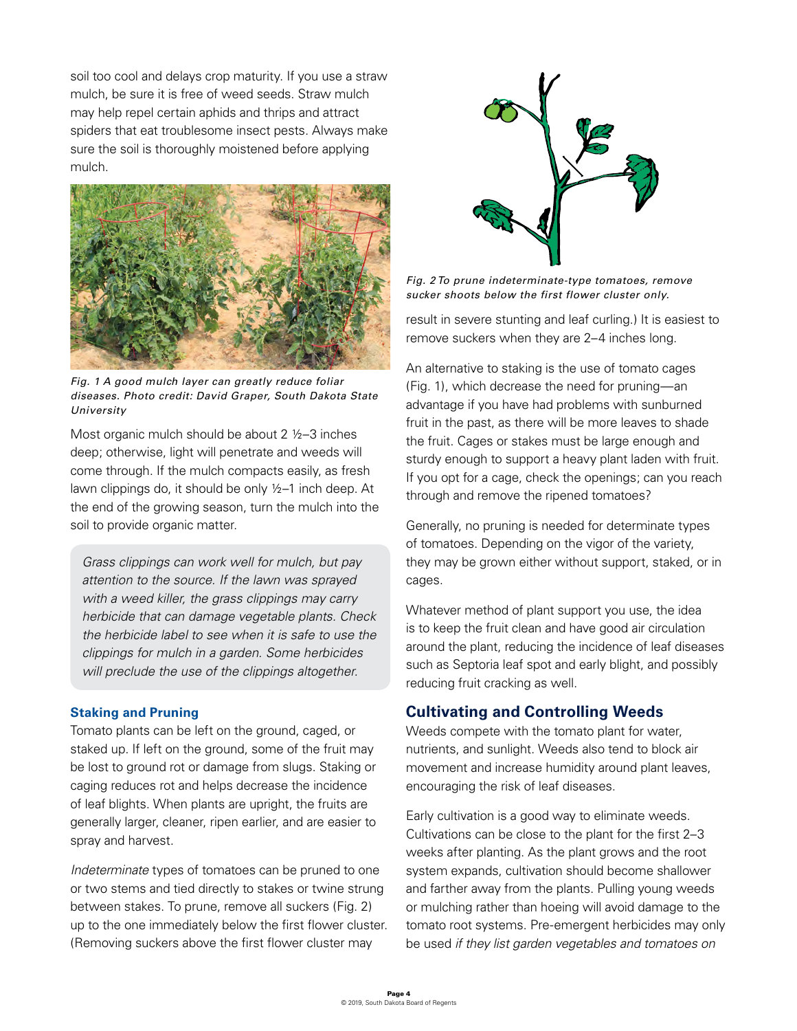soil too cool and delays crop maturity. If you use a straw mulch, be sure it is free of weed seeds. Straw mulch may help repel certain aphids and thrips and attract spiders that eat troublesome insect pests. Always make sure the soil is thoroughly moistened before applying mulch.

*Fig. 1 A good mulch layer can greatly reduce foliar diseases. Photo credit: David Graper, South Dakota State University*

Most organic mulch should be about 2 ½–3 inches deep; otherwise, light will penetrate and weeds will come through. If the mulch compacts easily, as fresh lawn clippings do, it should be only ½–1 inch deep. At the end of the growing season, turn the mulch into the soil to provide organic matter.

> *Grass clippings can work well for mulch, but pay attention to the source. If the lawn was sprayed with a weed killer, the grass clippings may carry herbicide that can damage vegetable plants. Check the herbicide label to see when it is safe to use the clippings for mulch in a garden. Some herbicides will preclude the use of the clippings altogether.*

### Staking and Pruning

Tomato plants can be left on the ground, caged, or staked up. If left on the ground, some of the fruit may be lost to ground rot or damage from slugs. Staking or caging reduces rot and helps decrease the incidence of leaf blights. When plants are upright, the fruits are generally larger, cleaner, ripen earlier, and are easier to spray and harvest.

*Indeterminate* types of tomatoes can be pruned to one or two stems and tied directly to stakes or twine strung between stakes. To prune, remove all suckers (Fig. 2) up to the one immediately below the first flower cluster. (Removing suckers above the first flower cluster may result in severe stunting and leaf curling.) It is easiest to remove suckers when they are 2–4 inches long.

*Fig. 2 To prune indeterminate-type tomatoes, remove sucker shoots below the first flower cluster only.*

An alternative to staking is the use of tomato cages (Fig. 1), which decrease the need for pruning—an advantage if you have had problems with sunburned fruit in the past, as there will be more leaves to shade the fruit. Cages or stakes must be large enough and sturdy enough to support a heavy plant laden with fruit. If you opt for a cage, check the openings; can you reach through and remove the ripened tomatoes?

Generally, no pruning is needed for determinate types of tomatoes. Depending on the vigor of the variety, they may be grown either without support, staked, or in cages.

Whatever method of plant support you use, the idea is to keep the fruit clean and have good air circulation around the plant, reducing the incidence of leaf diseases such as Septoria leaf spot and early blight, and possibly reducing fruit cracking as well.

## Cultivating and Controlling Weeds

Weeds compete with the tomato plant for water, nutrients, and sunlight. Weeds also tend to block air movement and increase humidity around plant leaves, encouraging the risk of leaf diseases.

Early cultivation is a good way to eliminate weeds. Cultivations can be close to the plant for the first 2–3 weeks after planting. As the plant grows and the root system expands, cultivation should become shallower and farther away from the plants. Pulling young weeds or mulching rather than hoeing will avoid damage to the tomato root systems. Pre-emergent herbicides may only be used *if they list garden vegetables and tomatoes on*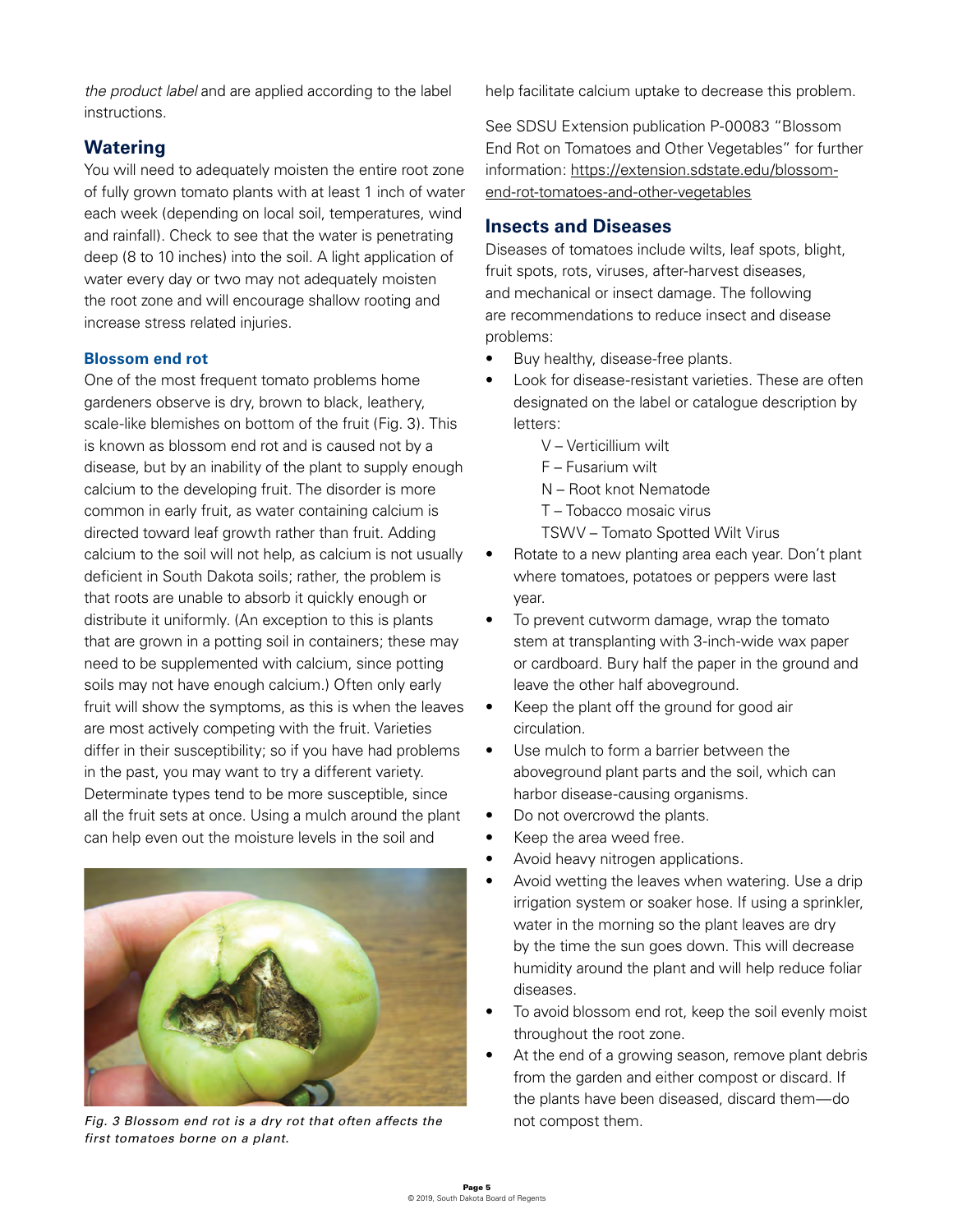*the product label* and are applied according to the label instructions.

## Watering

You will need to adequately moisten the entire root zone of fully grown tomato plants with at least 1 inch of water each week (depending on local soil, temperatures, wind and rainfall). Check to see that the water is penetrating deep (8 to 10 inches) into the soil. A light application of water every day or two may not adequately moisten the root zone and will encourage shallow rooting and increase stress related injuries.

### Blossom end rot

One of the most frequent tomato problems home gardeners observe is dry, brown to black, leathery, scale-like blemishes on bottom of the fruit (Fig. 3). This is known as blossom end rot and is caused not by a disease, but by an inability of the plant to supply enough calcium to the developing fruit. The disorder is more common in early fruit, as water containing calcium is directed toward leaf growth rather than fruit. Adding calcium to the soil will not help, as calcium is not usually deficient in South Dakota soils; rather, the problem is that roots are unable to absorb it quickly enough or distribute it uniformly. (An exception to this is plants that are grown in a potting soil in containers; these may need to be supplemented with calcium, since potting soils may not have enough calcium.) Often only early fruit will show the symptoms, as this is when the leaves are most actively competing with the fruit. Varieties differ in their susceptibility; so if you have had problems in the past, you may want to try a different variety. Determinate types tend to be more susceptible, since all the fruit sets at once. Using a mulch around the plant can help even out the moisture levels in the soil and help facilitate calcium uptake to decrease this problem.

*Fig. 3 Blossom end rot is a dry rot that often affects the first tomatoes borne on a plant.*

See SDSU Extension publication P-00083 "Blossom End Rot on Tomatoes and Other Vegetables" for further information: https://extension.sdstate.edu/blossom-end-rot-tomatoes-and-other-vegetables

## Insects and Diseases

Diseases of tomatoes include wilts, leaf spots, blight, fruit spots, rots, viruses, after-harvest diseases, and mechanical or insect damage. The following are recommendations to reduce insect and disease problems:

- Buy healthy, disease-free plants.
- Look for disease-resistant varieties. These are often designated on the label or catalogue description by letters:
  - V – Verticillium wilt
  - F – Fusarium wilt
  - N – Root knot Nematode
  - T – Tobacco mosaic virus
  - TSWV – Tomato Spotted Wilt Virus
- Rotate to a new planting area each year. Don't plant where tomatoes, potatoes or peppers were last year.
- To prevent cutworm damage, wrap the tomato stem at transplanting with 3-inch-wide wax paper or cardboard. Bury half the paper in the ground and leave the other half aboveground.
- Keep the plant off the ground for good air circulation.
- Use mulch to form a barrier between the aboveground plant parts and the soil, which can harbor disease-causing organisms.
- Do not overcrowd the plants.
- Keep the area weed free.
- Avoid heavy nitrogen applications.
- Avoid wetting the leaves when watering. Use a drip irrigation system or soaker hose. If using a sprinkler, water in the morning so the plant leaves are dry by the time the sun goes down. This will decrease humidity around the plant and will help reduce foliar diseases.
- To avoid blossom end rot, keep the soil evenly moist throughout the root zone.
- At the end of a growing season, remove plant debris from the garden and either compost or discard. If the plants have been diseased, discard them—do not compost them.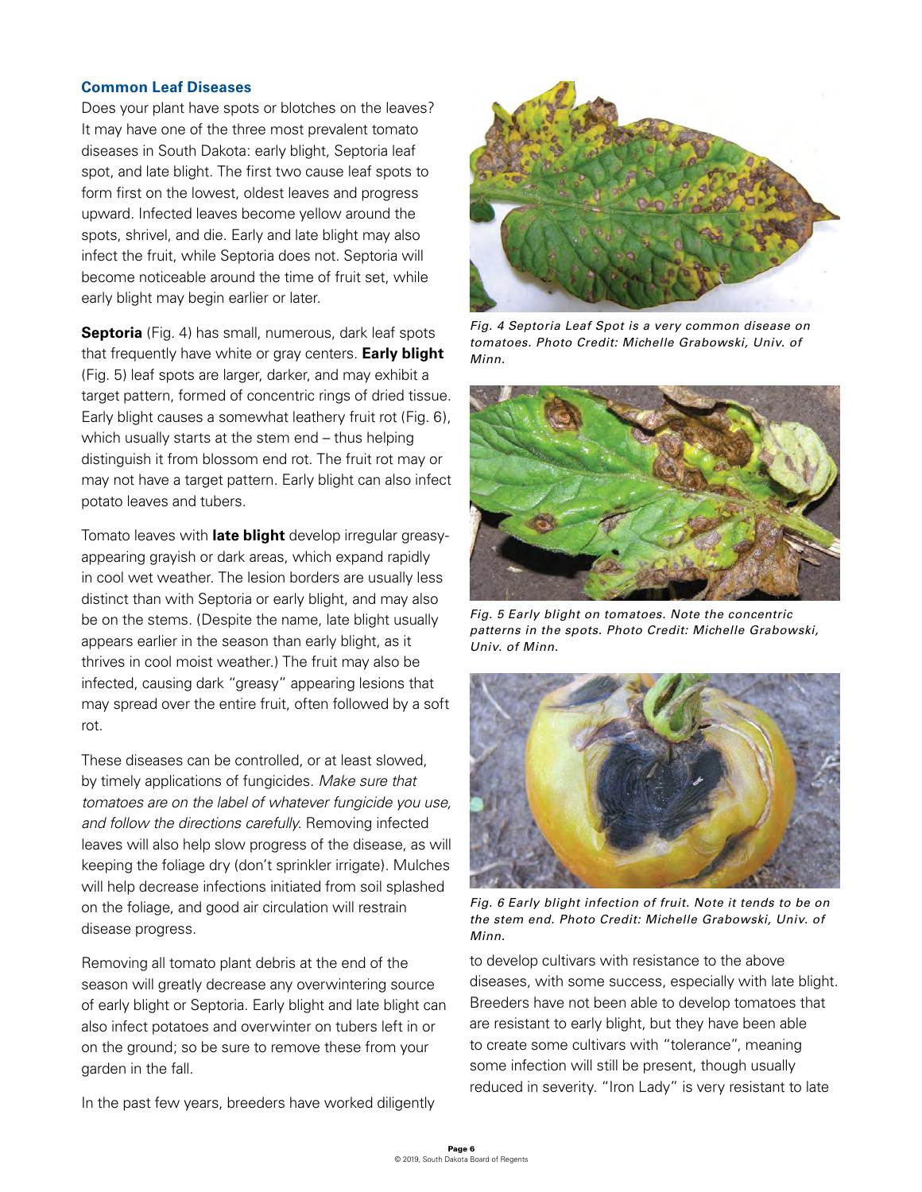### Common Leaf Diseases

Does your plant have spots or blotches on the leaves? It may have one of the three most prevalent tomato diseases in South Dakota: early blight, Septoria leaf spot, and late blight. The first two cause leaf spots to form first on the lowest, oldest leaves and progress upward. Infected leaves become yellow around the spots, shrivel, and die. Early and late blight may also infect the fruit, while Septoria does not. Septoria will become noticeable around the time of fruit set, while early blight may begin earlier or later.

**Septoria** (Fig. 4) has small, numerous, dark leaf spots that frequently have white or gray centers. **Early blight** (Fig. 5) leaf spots are larger, darker, and may exhibit a target pattern, formed of concentric rings of dried tissue. Early blight causes a somewhat leathery fruit rot (Fig. 6), which usually starts at the stem end – thus helping distinguish it from blossom end rot. The fruit rot may or may not have a target pattern. Early blight can also infect potato leaves and tubers.

Tomato leaves with **late blight** develop irregular greasy-appearing grayish or dark areas, which expand rapidly in cool wet weather. The lesion borders are usually less distinct than with Septoria or early blight, and may also be on the stems. (Despite the name, late blight usually appears earlier in the season than early blight, as it thrives in cool moist weather.) The fruit may also be infected, causing dark "greasy" appearing lesions that may spread over the entire fruit, often followed by a soft rot.

These diseases can be controlled, or at least slowed, by timely applications of fungicides. *Make sure that tomatoes are on the label of whatever fungicide you use, and follow the directions carefully.* Removing infected leaves will also help slow progress of the disease, as will keeping the foliage dry (don't sprinkler irrigate). Mulches will help decrease infections initiated from soil splashed on the foliage, and good air circulation will restrain disease progress.

Removing all tomato plant debris at the end of the season will greatly decrease any overwintering source of early blight or Septoria. Early blight and late blight can also infect potatoes and overwinter on tubers left in or on the ground; so be sure to remove these from your garden in the fall.

*Fig. 4 Septoria Leaf Spot is a very common disease on tomatoes. Photo Credit: Michelle Grabowski, Univ. of Minn.*

*Fig. 5 Early blight on tomatoes. Note the concentric patterns in the spots. Photo Credit: Michelle Grabowski, Univ. of Minn.*

*Fig. 6 Early blight infection of fruit. Note it tends to be on the stem end. Photo Credit: Michelle Grabowski, Univ. of Minn.*

In the past few years, breeders have worked diligently to develop cultivars with resistance to the above diseases, with some success, especially with late blight. Breeders have not been able to develop tomatoes that are resistant to early blight, but they have been able to create some cultivars with "tolerance", meaning some infection will still be present, though usually reduced in severity. "Iron Lady" is very resistant to late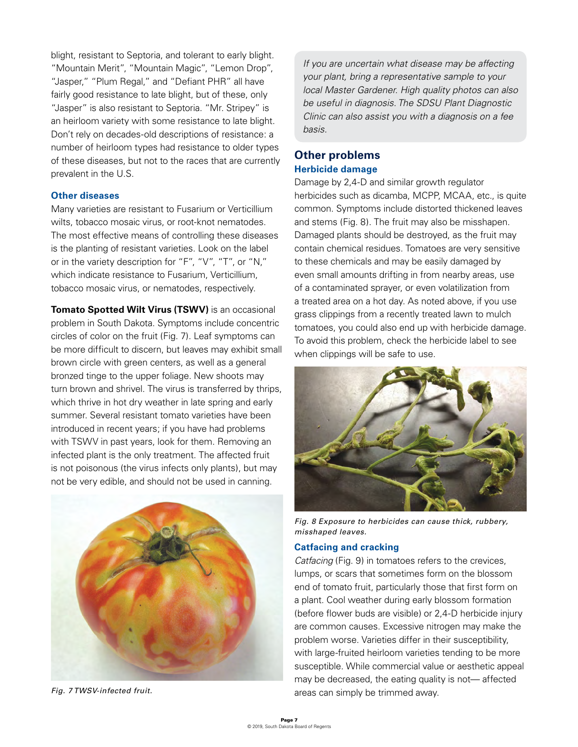blight, resistant to Septoria, and tolerant to early blight. "Mountain Merit", "Mountain Magic", "Lemon Drop", "Jasper," "Plum Regal," and "Defiant PHR" all have fairly good resistance to late blight, but of these, only "Jasper" is also resistant to Septoria. "Mr. Stripey" is an heirloom variety with some resistance to late blight. Don't rely on decades-old descriptions of resistance: a number of heirloom types had resistance to older types of these diseases, but not to the races that are currently prevalent in the U.S.

### Other diseases

Many varieties are resistant to Fusarium or Verticillium wilts, tobacco mosaic virus, or root-knot nematodes. The most effective means of controlling these diseases is the planting of resistant varieties. Look on the label or in the variety description for "F", "V", "T", or "N," which indicate resistance to Fusarium, Verticillium, tobacco mosaic virus, or nematodes, respectively.

**Tomato Spotted Wilt Virus (TSWV)** is an occasional problem in South Dakota. Symptoms include concentric circles of color on the fruit (Fig. 7). Leaf symptoms can be more difficult to discern, but leaves may exhibit small brown circle with green centers, as well as a general bronzed tinge to the upper foliage. New shoots may turn brown and shrivel. The virus is transferred by thrips, which thrive in hot dry weather in late spring and early summer. Several resistant tomato varieties have been introduced in recent years; if you have had problems with TSWV in past years, look for them. Removing an infected plant is the only treatment. The affected fruit is not poisonous (the virus infects only plants), but may not be very edible, and should not be used in canning.

*Fig. 7 TWSV-infected fruit.*

*If you are uncertain what disease may be affecting your plant, bring a representative sample to your local Master Gardener. High quality photos can also be useful in diagnosis. The SDSU Plant Diagnostic Clinic can also assist you with a diagnosis on a fee basis.*

## Other problems

### Herbicide damage

Damage by 2,4-D and similar growth regulator herbicides such as dicamba, MCPP, MCAA, etc., is quite common. Symptoms include distorted thickened leaves and stems (Fig. 8). The fruit may also be misshapen. Damaged plants should be destroyed, as the fruit may contain chemical residues. Tomatoes are very sensitive to these chemicals and may be easily damaged by even small amounts drifting in from nearby areas, use of a contaminated sprayer, or even volatilization from a treated area on a hot day. As noted above, if you use grass clippings from a recently treated lawn to mulch tomatoes, you could also end up with herbicide damage. To avoid this problem, check the herbicide label to see when clippings will be safe to use.

*Fig. 8 Exposure to herbicides can cause thick, rubbery, misshaped leaves.*

### Catfacing and cracking

*Catfacing* (Fig. 9) in tomatoes refers to the crevices, lumps, or scars that sometimes form on the blossom end of tomato fruit, particularly those that first form on a plant. Cool weather during early blossom formation (before flower buds are visible) or 2,4-D herbicide injury are common causes. Excessive nitrogen may make the problem worse. Varieties differ in their susceptibility, with large-fruited heirloom varieties tending to be more susceptible. While commercial value or aesthetic appeal may be decreased, the eating quality is not— affected areas can simply be trimmed away.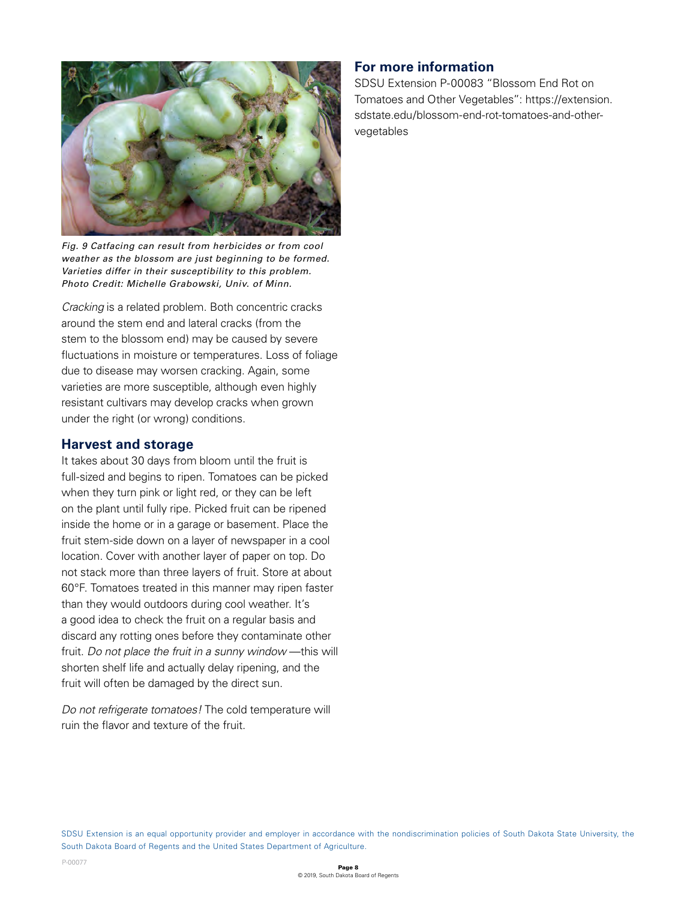*Fig. 9 Catfacing can result from herbicides or from cool weather as the blossom are just beginning to be formed. Varieties differ in their susceptibility to this problem. Photo Credit: Michelle Grabowski, Univ. of Minn.*

*Cracking* is a related problem. Both concentric cracks around the stem end and lateral cracks (from the stem to the blossom end) may be caused by severe fluctuations in moisture or temperatures. Loss of foliage due to disease may worsen cracking. Again, some varieties are more susceptible, although even highly resistant cultivars may develop cracks when grown under the right (or wrong) conditions.

## Harvest and storage

It takes about 30 days from bloom until the fruit is full-sized and begins to ripen. Tomatoes can be picked when they turn pink or light red, or they can be left on the plant until fully ripe. Picked fruit can be ripened inside the home or in a garage or basement. Place the fruit stem-side down on a layer of newspaper in a cool location. Cover with another layer of paper on top. Do not stack more than three layers of fruit. Store at about 60°F. Tomatoes treated in this manner may ripen faster than they would outdoors during cool weather. It's a good idea to check the fruit on a regular basis and discard any rotting ones before they contaminate other fruit. *Do not place the fruit in a sunny window* —this will shorten shelf life and actually delay ripening, and the fruit will often be damaged by the direct sun.

*Do not refrigerate tomatoes!* The cold temperature will ruin the flavor and texture of the fruit.

## For more information

SDSU Extension P-00083 "Blossom End Rot on Tomatoes and Other Vegetables": https://extension.sdstate.edu/blossom-end-rot-tomatoes-and-other-vegetables

SDSU Extension is an equal opportunity provider and employer in accordance with the nondiscrimination policies of South Dakota State University, the South Dakota Board of Regents and the United States Department of Agriculture.

P-00077

© 2019, South Dakota Board of Regents